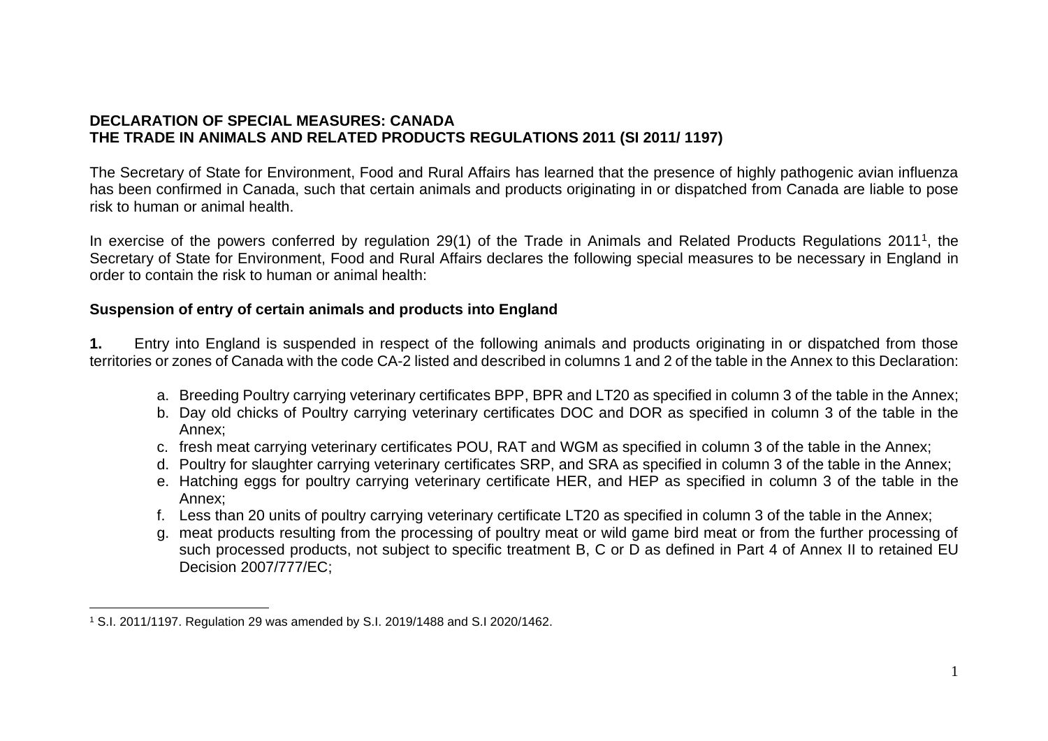**DECLARATION OF SPECIAL MEASURES: CANADA**
**THE TRADE IN ANIMALS AND RELATED PRODUCTS REGULATIONS 2011 (SI 2011/ 1197)**

The Secretary of State for Environment, Food and Rural Affairs has learned that the presence of highly pathogenic avian influenza has been confirmed in Canada, such that certain animals and products originating in or dispatched from Canada are liable to pose risk to human or animal health.

In exercise of the powers conferred by regulation 29(1) of the Trade in Animals and Related Products Regulations 2011[1], the Secretary of State for Environment, Food and Rural Affairs declares the following special measures to be necessary in England in order to contain the risk to human or animal health:

**Suspension of entry of certain animals and products into England**

**1.** Entry into England is suspended in respect of the following animals and products originating in or dispatched from those territories or zones of Canada with the code CA-2 listed and described in columns 1 and 2 of the table in the Annex to this Declaration:

a. Breeding Poultry carrying veterinary certificates BPP, BPR and LT20 as specified in column 3 of the table in the Annex;
b. Day old chicks of Poultry carrying veterinary certificates DOC and DOR as specified in column 3 of the table in the Annex;
c. fresh meat carrying veterinary certificates POU, RAT and WGM as specified in column 3 of the table in the Annex;
d. Poultry for slaughter carrying veterinary certificates SRP, and SRA as specified in column 3 of the table in the Annex;
e. Hatching eggs for poultry carrying veterinary certificate HER, and HEP as specified in column 3 of the table in the Annex;
f. Less than 20 units of poultry carrying veterinary certificate LT20 as specified in column 3 of the table in the Annex;
g. meat products resulting from the processing of poultry meat or wild game bird meat or from the further processing of such processed products, not subject to specific treatment B, C or D as defined in Part 4 of Annex II to retained EU Decision 2007/777/EC;

[1] S.I. 2011/1197. Regulation 29 was amended by S.I. 2019/1488 and S.I 2020/1462.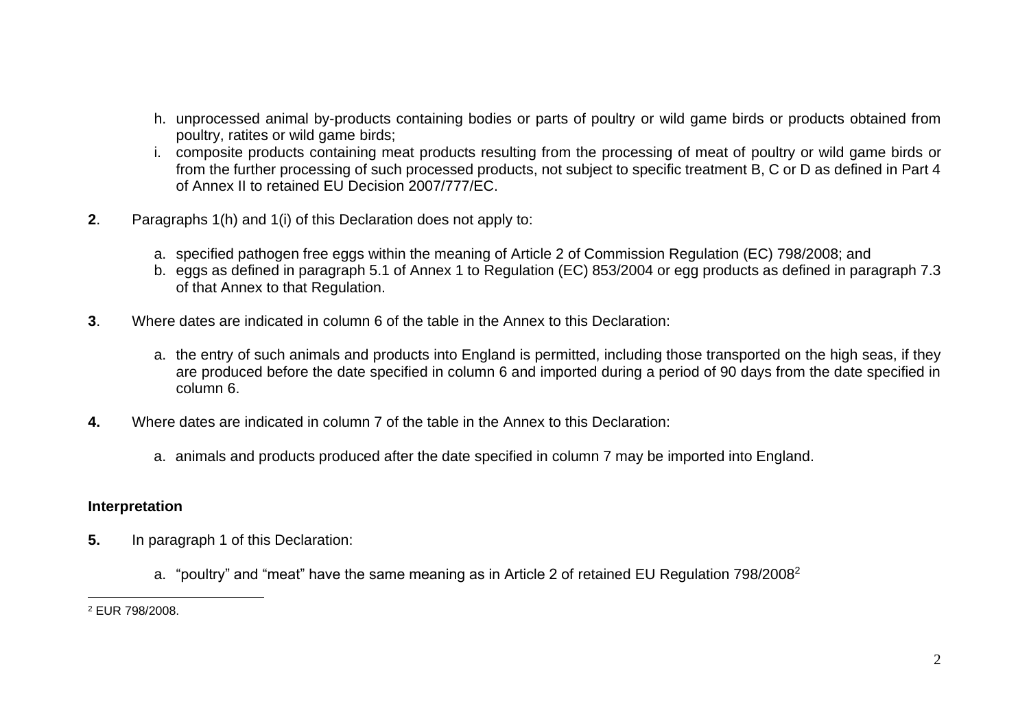h. unprocessed animal by-products containing bodies or parts of poultry or wild game birds or products obtained from poultry, ratites or wild game birds;
i. composite products containing meat products resulting from the processing of meat of poultry or wild game birds or from the further processing of such processed products, not subject to specific treatment B, C or D as defined in Part 4 of Annex II to retained EU Decision 2007/777/EC.

**2**. Paragraphs 1(h) and 1(i) of this Declaration does not apply to:

a. specified pathogen free eggs within the meaning of Article 2 of Commission Regulation (EC) 798/2008; and
b. eggs as defined in paragraph 5.1 of Annex 1 to Regulation (EC) 853/2004 or egg products as defined in paragraph 7.3 of that Annex to that Regulation.

**3**. Where dates are indicated in column 6 of the table in the Annex to this Declaration:

a. the entry of such animals and products into England is permitted, including those transported on the high seas, if they are produced before the date specified in column 6 and imported during a period of 90 days from the date specified in column 6.

**4.** Where dates are indicated in column 7 of the table in the Annex to this Declaration:

a. animals and products produced after the date specified in column 7 may be imported into England.

**Interpretation**

**5.** In paragraph 1 of this Declaration:

a. "poultry" and "meat" have the same meaning as in Article 2 of retained EU Regulation 798/2008[2]

[2] EUR 798/2008.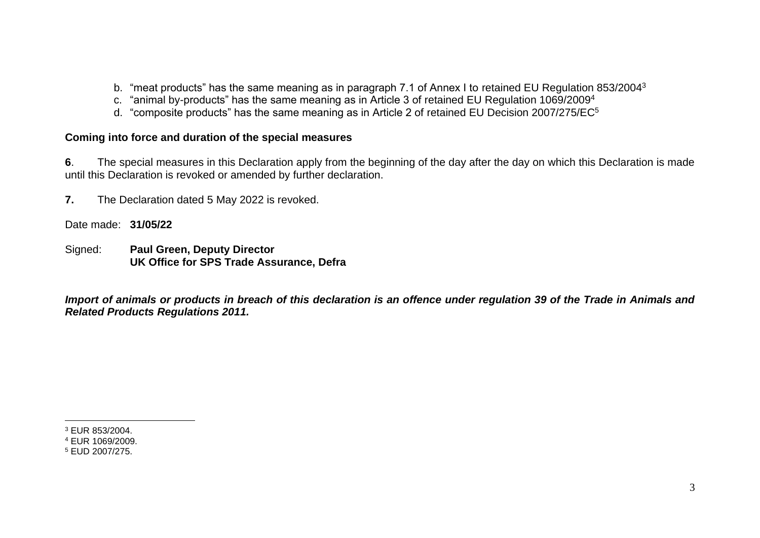b. "meat products" has the same meaning as in paragraph 7.1 of Annex I to retained EU Regulation 853/2004[3]
c. "animal by-products" has the same meaning as in Article 3 of retained EU Regulation 1069/2009[4]
d. "composite products" has the same meaning as in Article 2 of retained EU Decision 2007/275/EC[5]

**Coming into force and duration of the special measures**

**6**. The special measures in this Declaration apply from the beginning of the day after the day on which this Declaration is made until this Declaration is revoked or amended by further declaration.

**7.** The Declaration dated 5 May 2022 is revoked.

Date made: **31/05/22**

Signed: **Paul Green, Deputy Director**
**UK Office for SPS Trade Assurance, Defra**

***Import of animals or products in breach of this declaration is an offence under regulation 39 of the Trade in Animals and Related Products Regulations 2011.***

---

[3] EUR 853/2004.
[4] EUR 1069/2009.
[5] EUD 2007/275.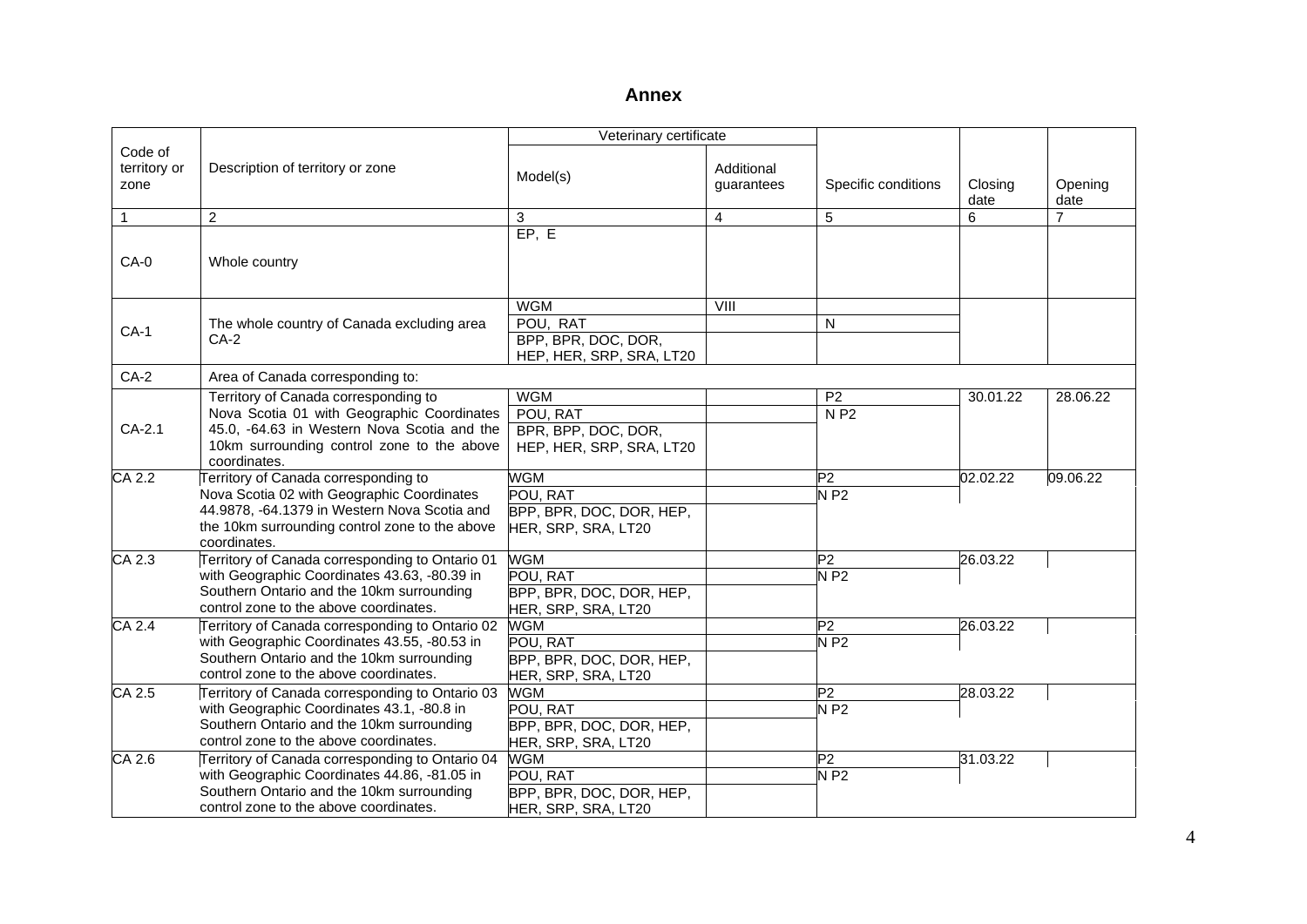## Annex

| Code of territory or zone | Description of territory or zone | Veterinary certificate | | Specific conditions | Closing date | Opening date |
|---|---|---|---|---|---|---|
| | | Model(s) | Additional guarantees | | | |
| 1 | 2 | 3 | 4 | 5 | 6 | 7 |
| CA-0 | Whole country | EP, E | | | | |
| CA-1 | The whole country of Canada excluding area CA-2 | WGM | VIII | | | |
| | | POU, RAT | | N | | |
| | | BPP, BPR, DOC, DOR, HEP, HER, SRP, SRA, LT20 | | | | |
| CA-2 | Area of Canada corresponding to: | | | | | |
| CA-2.1 | Territory of Canada corresponding to Nova Scotia 01 with Geographic Coordinates 45.0, -64.63 in Western Nova Scotia and the 10km surrounding control zone to the above coordinates. | WGM | | P2 | 30.01.22 | 28.06.22 |
| | | POU, RAT | | N P2 | | |
| | | BPR, BPP, DOC, DOR, HEP, HER, SRP, SRA, LT20 | | | | |
| CA 2.2 | Territory of Canada corresponding to Nova Scotia 02 with Geographic Coordinates 44.9878, -64.1379 in Western Nova Scotia and the 10km surrounding control zone to the above coordinates. | WGM | | P2 | 02.02.22 | 09.06.22 |
| | | POU, RAT | | N P2 | | |
| | | BPP, BPR, DOC, DOR, HEP, HER, SRP, SRA, LT20 | | | | |
| CA 2.3 | Territory of Canada corresponding to Ontario 01 with Geographic Coordinates 43.63, -80.39 in Southern Ontario and the 10km surrounding control zone to the above coordinates. | WGM | | P2 | 26.03.22 | |
| | | POU, RAT | | N P2 | | |
| | | BPP, BPR, DOC, DOR, HEP, HER, SRP, SRA, LT20 | | | | |
| CA 2.4 | Territory of Canada corresponding to Ontario 02 with Geographic Coordinates 43.55, -80.53 in Southern Ontario and the 10km surrounding control zone to the above coordinates. | WGM | | P2 | 26.03.22 | |
| | | POU, RAT | | N P2 | | |
| | | BPP, BPR, DOC, DOR, HEP, HER, SRP, SRA, LT20 | | | | |
| CA 2.5 | Territory of Canada corresponding to Ontario 03 with Geographic Coordinates 43.1, -80.8 in Southern Ontario and the 10km surrounding control zone to the above coordinates. | WGM | | P2 | 28.03.22 | |
| | | POU, RAT | | N P2 | | |
| | | BPP, BPR, DOC, DOR, HEP, HER, SRP, SRA, LT20 | | | | |
| CA 2.6 | Territory of Canada corresponding to Ontario 04 with Geographic Coordinates 44.86, -81.05 in Southern Ontario and the 10km surrounding control zone to the above coordinates. | WGM | | P2 | 31.03.22 | |
| | | POU, RAT | | N P2 | | |
| | | BPP, BPR, DOC, DOR, HEP, HER, SRP, SRA, LT20 | | | | |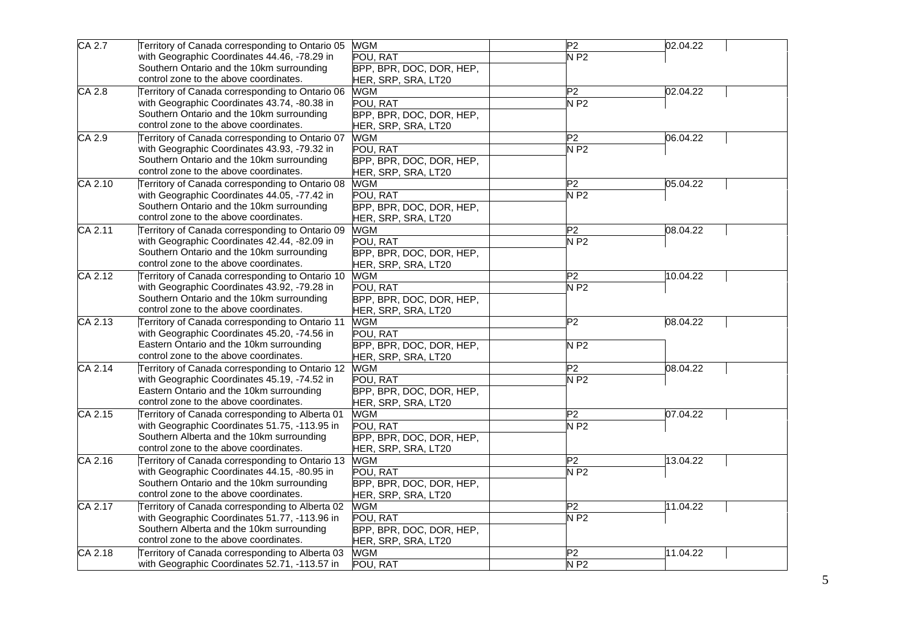| | | | | | | |
|---|---|---|---|---|---|---|
| CA 2.7 | Territory of Canada corresponding to Ontario 05 with Geographic Coordinates 44.46, -78.29 in Southern Ontario and the 10km surrounding control zone to the above coordinates. | WGM | | P2 | 02.04.22 | |
| | | POU, RAT | | N P2 | | |
| | | BPP, BPR, DOC, DOR, HEP, HER, SRP, SRA, LT20 | | | | |
| CA 2.8 | Territory of Canada corresponding to Ontario 06 with Geographic Coordinates 43.74, -80.38 in Southern Ontario and the 10km surrounding control zone to the above coordinates. | WGM | | P2 | 02.04.22 | |
| | | POU, RAT | | N P2 | | |
| | | BPP, BPR, DOC, DOR, HEP, HER, SRP, SRA, LT20 | | | | |
| CA 2.9 | Territory of Canada corresponding to Ontario 07 with Geographic Coordinates 43.93, -79.32 in Southern Ontario and the 10km surrounding control zone to the above coordinates. | WGM | | P2 | 06.04.22 | |
| | | POU, RAT | | N P2 | | |
| | | BPP, BPR, DOC, DOR, HEP, HER, SRP, SRA, LT20 | | | | |
| CA 2.10 | Territory of Canada corresponding to Ontario 08 with Geographic Coordinates 44.05, -77.42 in Southern Ontario and the 10km surrounding control zone to the above coordinates. | WGM | | P2 | 05.04.22 | |
| | | POU, RAT | | N P2 | | |
| | | BPP, BPR, DOC, DOR, HEP, HER, SRP, SRA, LT20 | | | | |
| CA 2.11 | Territory of Canada corresponding to Ontario 09 with Geographic Coordinates 42.44, -82.09 in Southern Ontario and the 10km surrounding control zone to the above coordinates. | WGM | | P2 | 08.04.22 | |
| | | POU, RAT | | N P2 | | |
| | | BPP, BPR, DOC, DOR, HEP, HER, SRP, SRA, LT20 | | | | |
| CA 2.12 | Territory of Canada corresponding to Ontario 10 with Geographic Coordinates 43.92, -79.28 in Southern Ontario and the 10km surrounding control zone to the above coordinates. | WGM | | P2 | 10.04.22 | |
| | | POU, RAT | | N P2 | | |
| | | BPP, BPR, DOC, DOR, HEP, HER, SRP, SRA, LT20 | | | | |
| CA 2.13 | Territory of Canada corresponding to Ontario 11 with Geographic Coordinates 45.20, -74.56 in Eastern Ontario and the 10km surrounding control zone to the above coordinates. | WGM | | P2 | 08.04.22 | |
| | | POU, RAT | | | | |
| | | BPP, BPR, DOC, DOR, HEP, HER, SRP, SRA, LT20 | | N P2 | | |
| CA 2.14 | Territory of Canada corresponding to Ontario 12 with Geographic Coordinates 45.19, -74.52 in Eastern Ontario and the 10km surrounding control zone to the above coordinates. | WGM | | P2 | 08.04.22 | |
| | | POU, RAT | | N P2 | | |
| | | BPP, BPR, DOC, DOR, HEP, HER, SRP, SRA, LT20 | | | | |
| CA 2.15 | Territory of Canada corresponding to Alberta 01 with Geographic Coordinates 51.75, -113.95 in Southern Alberta and the 10km surrounding control zone to the above coordinates. | WGM | | P2 | 07.04.22 | |
| | | POU, RAT | | N P2 | | |
| | | BPP, BPR, DOC, DOR, HEP, HER, SRP, SRA, LT20 | | | | |
| CA 2.16 | Territory of Canada corresponding to Ontario 13 with Geographic Coordinates 44.15, -80.95 in Southern Ontario and the 10km surrounding control zone to the above coordinates. | WGM | | P2 | 13.04.22 | |
| | | POU, RAT | | N P2 | | |
| | | BPP, BPR, DOC, DOR, HEP, HER, SRP, SRA, LT20 | | | | |
| CA 2.17 | Territory of Canada corresponding to Alberta 02 with Geographic Coordinates 51.77, -113.96 in Southern Alberta and the 10km surrounding control zone to the above coordinates. | WGM | | P2 | 11.04.22 | |
| | | POU, RAT | | N P2 | | |
| | | BPP, BPR, DOC, DOR, HEP, HER, SRP, SRA, LT20 | | | | |
| CA 2.18 | Territory of Canada corresponding to Alberta 03 with Geographic Coordinates 52.71, -113.57 in | WGM | | P2 | 11.04.22 | |
| | | POU, RAT | | N P2 | | |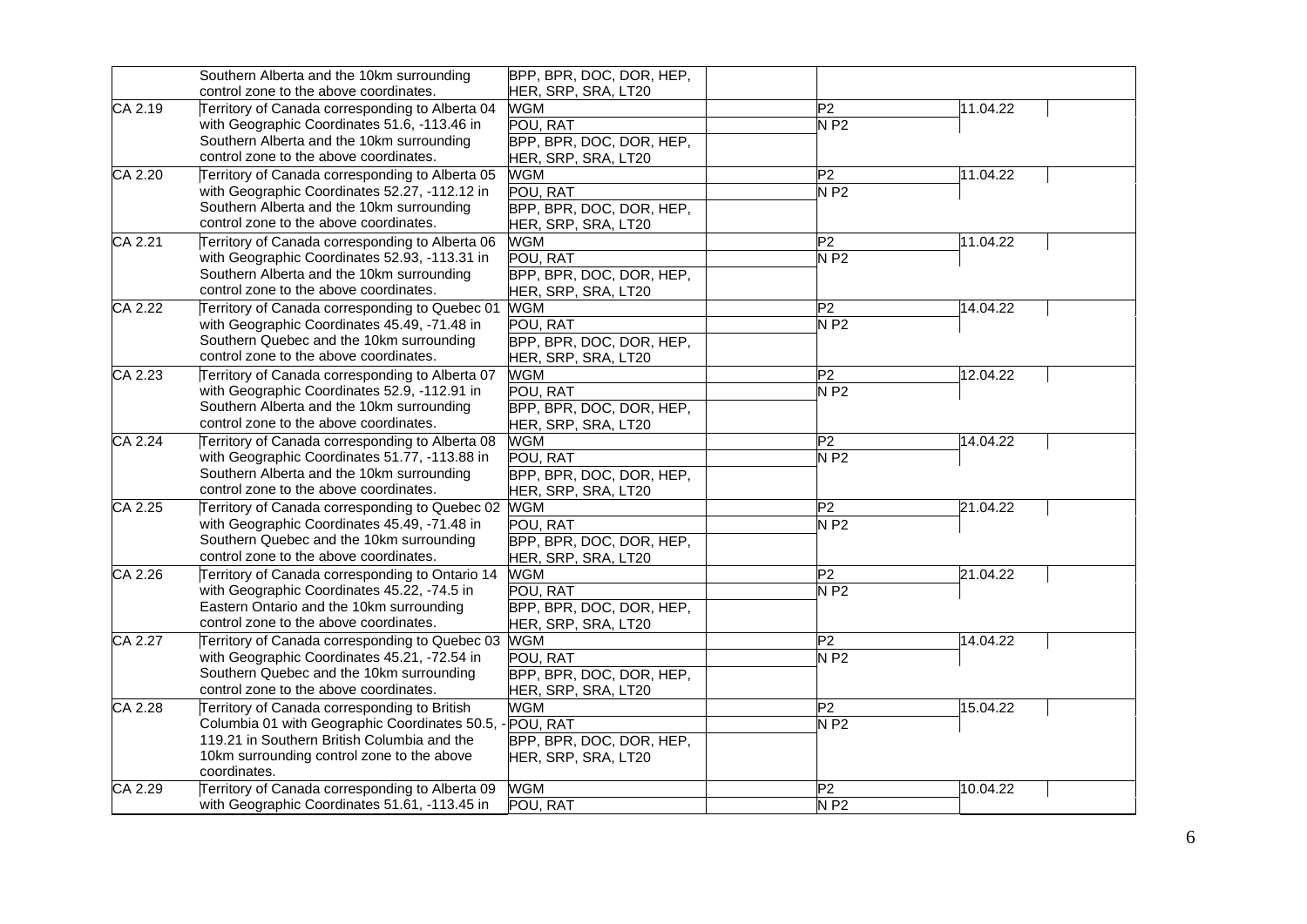| | | | | | | |
|---|---|---|---|---|---|---|
| | Southern Alberta and the 10km surrounding control zone to the above coordinates. | BPP, BPR, DOC, DOR, HEP, HER, SRP, SRA, LT20 | | | | |
| CA 2.19 | Territory of Canada corresponding to Alberta 04 with Geographic Coordinates 51.6, -113.46 in Southern Alberta and the 10km surrounding control zone to the above coordinates. | WGM | | P2 | 11.04.22 | |
| | | POU, RAT | | N P2 | | |
| | | BPP, BPR, DOC, DOR, HEP, HER, SRP, SRA, LT20 | | | | |
| CA 2.20 | Territory of Canada corresponding to Alberta 05 with Geographic Coordinates 52.27, -112.12 in Southern Alberta and the 10km surrounding control zone to the above coordinates. | WGM | | P2 | 11.04.22 | |
| | | POU, RAT | | N P2 | | |
| | | BPP, BPR, DOC, DOR, HEP, HER, SRP, SRA, LT20 | | | | |
| CA 2.21 | Territory of Canada corresponding to Alberta 06 with Geographic Coordinates 52.93, -113.31 in Southern Alberta and the 10km surrounding control zone to the above coordinates. | WGM | | P2 | 11.04.22 | |
| | | POU, RAT | | N P2 | | |
| | | BPP, BPR, DOC, DOR, HEP, HER, SRP, SRA, LT20 | | | | |
| CA 2.22 | Territory of Canada corresponding to Quebec 01 with Geographic Coordinates 45.49, -71.48 in Southern Quebec and the 10km surrounding control zone to the above coordinates. | WGM | | P2 | 14.04.22 | |
| | | POU, RAT | | N P2 | | |
| | | BPP, BPR, DOC, DOR, HEP, HER, SRP, SRA, LT20 | | | | |
| CA 2.23 | Territory of Canada corresponding to Alberta 07 with Geographic Coordinates 52.9, -112.91 in Southern Alberta and the 10km surrounding control zone to the above coordinates. | WGM | | P2 | 12.04.22 | |
| | | POU, RAT | | N P2 | | |
| | | BPP, BPR, DOC, DOR, HEP, HER, SRP, SRA, LT20 | | | | |
| CA 2.24 | Territory of Canada corresponding to Alberta 08 with Geographic Coordinates 51.77, -113.88 in Southern Alberta and the 10km surrounding control zone to the above coordinates. | WGM | | P2 | 14.04.22 | |
| | | POU, RAT | | N P2 | | |
| | | BPP, BPR, DOC, DOR, HEP, HER, SRP, SRA, LT20 | | | | |
| CA 2.25 | Territory of Canada corresponding to Quebec 02 with Geographic Coordinates 45.49, -71.48 in Southern Quebec and the 10km surrounding control zone to the above coordinates. | WGM | | P2 | 21.04.22 | |
| | | POU, RAT | | N P2 | | |
| | | BPP, BPR, DOC, DOR, HEP, HER, SRP, SRA, LT20 | | | | |
| CA 2.26 | Territory of Canada corresponding to Ontario 14 with Geographic Coordinates 45.22, -74.5 in Eastern Ontario and the 10km surrounding control zone to the above coordinates. | WGM | | P2 | 21.04.22 | |
| | | POU, RAT | | N P2 | | |
| | | BPP, BPR, DOC, DOR, HEP, HER, SRP, SRA, LT20 | | | | |
| CA 2.27 | Territory of Canada corresponding to Quebec 03 with Geographic Coordinates 45.21, -72.54 in Southern Quebec and the 10km surrounding control zone to the above coordinates. | WGM | | P2 | 14.04.22 | |
| | | POU, RAT | | N P2 | | |
| | | BPP, BPR, DOC, DOR, HEP, HER, SRP, SRA, LT20 | | | | |
| CA 2.28 | Territory of Canada corresponding to British Columbia 01 with Geographic Coordinates 50.5, -119.21 in Southern British Columbia and the 10km surrounding control zone to the above coordinates. | WGM | | P2 | 15.04.22 | |
| | | POU, RAT | | N P2 | | |
| | | BPP, BPR, DOC, DOR, HEP, HER, SRP, SRA, LT20 | | | | |
| CA 2.29 | Territory of Canada corresponding to Alberta 09 with Geographic Coordinates 51.61, -113.45 in | WGM | | P2 | 10.04.22 | |
| | | POU, RAT | | N P2 | | |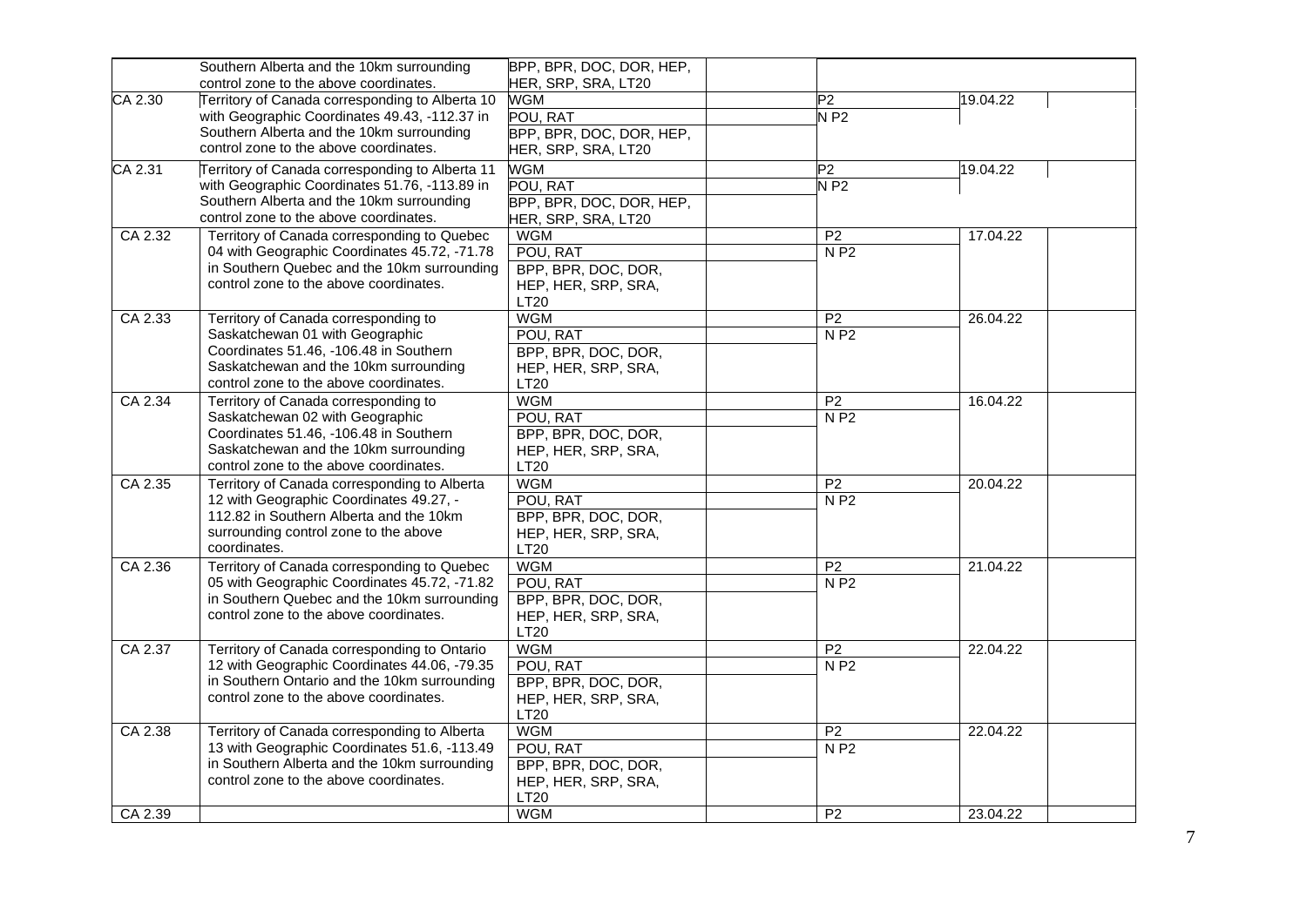| | | | | | | |
|---|---|---|---|---|---|---|
| | Southern Alberta and the 10km surrounding control zone to the above coordinates. | BPP, BPR, DOC, DOR, HEP, HER, SRP, SRA, LT20 | | | | |
| CA 2.30 | Territory of Canada corresponding to Alberta 10 with Geographic Coordinates 49.43, -112.37 in Southern Alberta and the 10km surrounding control zone to the above coordinates. | WGM | | P2 | 19.04.22 | |
| | | POU, RAT | | N P2 | | |
| | | BPP, BPR, DOC, DOR, HEP, HER, SRP, SRA, LT20 | | | | |
| CA 2.31 | Territory of Canada corresponding to Alberta 11 with Geographic Coordinates 51.76, -113.89 in Southern Alberta and the 10km surrounding control zone to the above coordinates. | WGM | | P2 | 19.04.22 | |
| | | POU, RAT | | N P2 | | |
| | | BPP, BPR, DOC, DOR, HEP, HER, SRP, SRA, LT20 | | | | |
| CA 2.32 | Territory of Canada corresponding to Quebec 04 with Geographic Coordinates 45.72, -71.78 in Southern Quebec and the 10km surrounding control zone to the above coordinates. | WGM | | P2 | 17.04.22 | |
| | | POU, RAT | | N P2 | | |
| | | BPP, BPR, DOC, DOR, HEP, HER, SRP, SRA, LT20 | | | | |
| CA 2.33 | Territory of Canada corresponding to Saskatchewan 01 with Geographic Coordinates 51.46, -106.48 in Southern Saskatchewan and the 10km surrounding control zone to the above coordinates. | WGM | | P2 | 26.04.22 | |
| | | POU, RAT | | N P2 | | |
| | | BPP, BPR, DOC, DOR, HEP, HER, SRP, SRA, LT20 | | | | |
| CA 2.34 | Territory of Canada corresponding to Saskatchewan 02 with Geographic Coordinates 51.46, -106.48 in Southern Saskatchewan and the 10km surrounding control zone to the above coordinates. | WGM | | P2 | 16.04.22 | |
| | | POU, RAT | | N P2 | | |
| | | BPP, BPR, DOC, DOR, HEP, HER, SRP, SRA, LT20 | | | | |
| CA 2.35 | Territory of Canada corresponding to Alberta 12 with Geographic Coordinates 49.27, -112.82 in Southern Alberta and the 10km surrounding control zone to the above coordinates. | WGM | | P2 | 20.04.22 | |
| | | POU, RAT | | N P2 | | |
| | | BPP, BPR, DOC, DOR, HEP, HER, SRP, SRA, LT20 | | | | |
| CA 2.36 | Territory of Canada corresponding to Quebec 05 with Geographic Coordinates 45.72, -71.82 in Southern Quebec and the 10km surrounding control zone to the above coordinates. | WGM | | P2 | 21.04.22 | |
| | | POU, RAT | | N P2 | | |
| | | BPP, BPR, DOC, DOR, HEP, HER, SRP, SRA, LT20 | | | | |
| CA 2.37 | Territory of Canada corresponding to Ontario 12 with Geographic Coordinates 44.06, -79.35 in Southern Ontario and the 10km surrounding control zone to the above coordinates. | WGM | | P2 | 22.04.22 | |
| | | POU, RAT | | N P2 | | |
| | | BPP, BPR, DOC, DOR, HEP, HER, SRP, SRA, LT20 | | | | |
| CA 2.38 | Territory of Canada corresponding to Alberta 13 with Geographic Coordinates 51.6, -113.49 in Southern Alberta and the 10km surrounding control zone to the above coordinates. | WGM | | P2 | 22.04.22 | |
| | | POU, RAT | | N P2 | | |
| | | BPP, BPR, DOC, DOR, HEP, HER, SRP, SRA, LT20 | | | | |
| CA 2.39 | | WGM | | P2 | 23.04.22 | |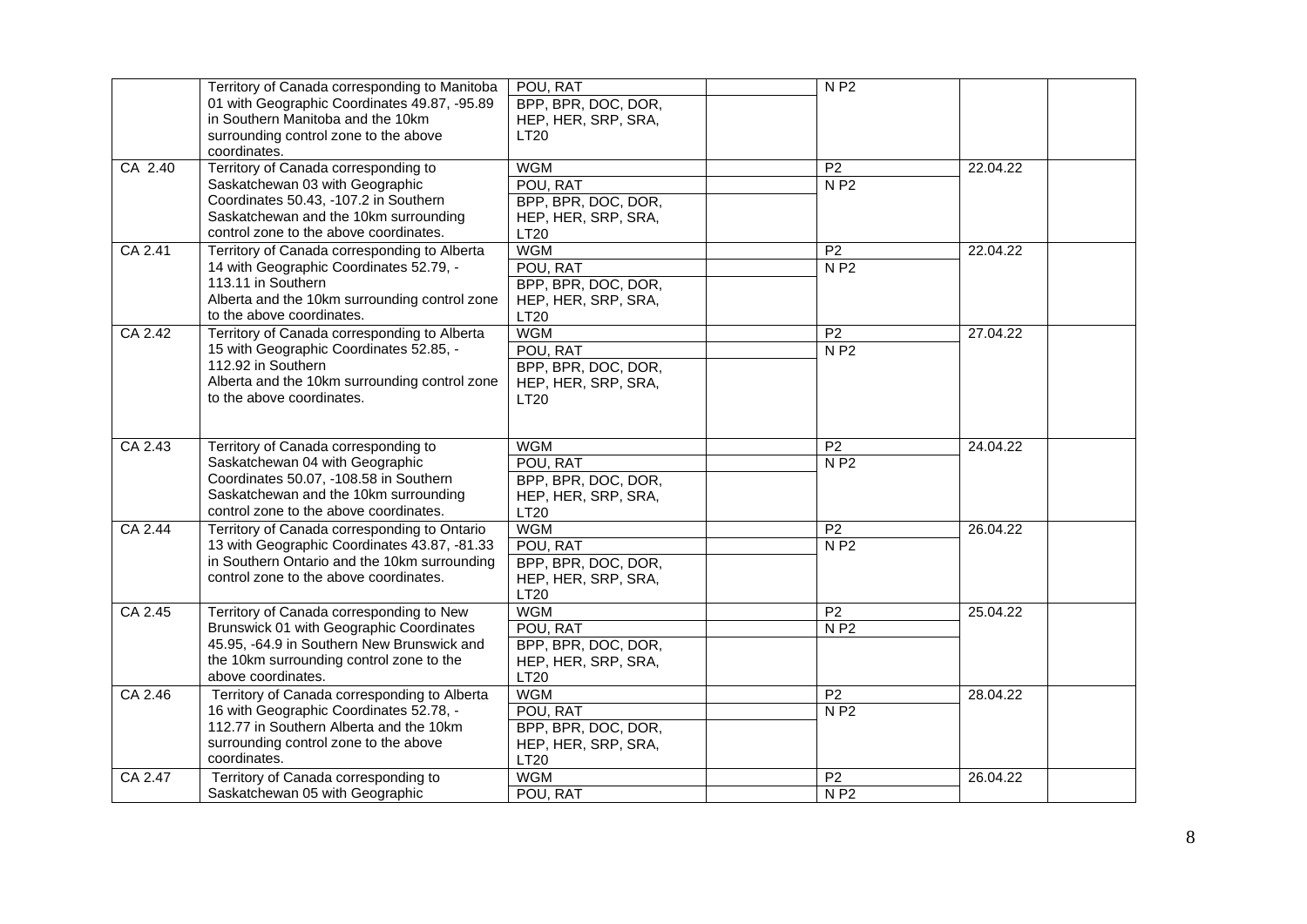| | | | | | | |
|---|---|---|---|---|---|---|
| | Territory of Canada corresponding to Manitoba 01 with Geographic Coordinates 49.87, -95.89 in Southern Manitoba and the 10km surrounding control zone to the above coordinates. | POU, RAT | | N P2 | | |
| | | BPP, BPR, DOC, DOR, HEP, HER, SRP, SRA, LT20 | | | | |
| CA 2.40 | Territory of Canada corresponding to Saskatchewan 03 with Geographic Coordinates 50.43, -107.2 in Southern Saskatchewan and the 10km surrounding control zone to the above coordinates. | WGM | | P2 | 22.04.22 | |
| | | POU, RAT | | N P2 | | |
| | | BPP, BPR, DOC, DOR, HEP, HER, SRP, SRA, LT20 | | | | |
| CA 2.41 | Territory of Canada corresponding to Alberta 14 with Geographic Coordinates 52.79, -113.11 in Southern Alberta and the 10km surrounding control zone to the above coordinates. | WGM | | P2 | 22.04.22 | |
| | | POU, RAT | | N P2 | | |
| | | BPP, BPR, DOC, DOR, HEP, HER, SRP, SRA, LT20 | | | | |
| CA 2.42 | Territory of Canada corresponding to Alberta 15 with Geographic Coordinates 52.85, -112.92 in Southern Alberta and the 10km surrounding control zone to the above coordinates. | WGM | | P2 | 27.04.22 | |
| | | POU, RAT | | N P2 | | |
| | | BPP, BPR, DOC, DOR, HEP, HER, SRP, SRA, LT20 | | | | |
| CA 2.43 | Territory of Canada corresponding to Saskatchewan 04 with Geographic Coordinates 50.07, -108.58 in Southern Saskatchewan and the 10km surrounding control zone to the above coordinates. | WGM | | P2 | 24.04.22 | |
| | | POU, RAT | | N P2 | | |
| | | BPP, BPR, DOC, DOR, HEP, HER, SRP, SRA, LT20 | | | | |
| CA 2.44 | Territory of Canada corresponding to Ontario 13 with Geographic Coordinates 43.87, -81.33 in Southern Ontario and the 10km surrounding control zone to the above coordinates. | WGM | | P2 | 26.04.22 | |
| | | POU, RAT | | N P2 | | |
| | | BPP, BPR, DOC, DOR, HEP, HER, SRP, SRA, LT20 | | | | |
| CA 2.45 | Territory of Canada corresponding to New Brunswick 01 with Geographic Coordinates 45.95, -64.9 in Southern New Brunswick and the 10km surrounding control zone to the above coordinates. | WGM | | P2 | 25.04.22 | |
| | | POU, RAT | | N P2 | | |
| | | BPP, BPR, DOC, DOR, HEP, HER, SRP, SRA, LT20 | | | | |
| CA 2.46 | Territory of Canada corresponding to Alberta 16 with Geographic Coordinates 52.78, -112.77 in Southern Alberta and the 10km surrounding control zone to the above coordinates. | WGM | | P2 | 28.04.22 | |
| | | POU, RAT | | N P2 | | |
| | | BPP, BPR, DOC, DOR, HEP, HER, SRP, SRA, LT20 | | | | |
| CA 2.47 | Territory of Canada corresponding to Saskatchewan 05 with Geographic | WGM | | P2 | 26.04.22 | |
| | | POU, RAT | | N P2 | | |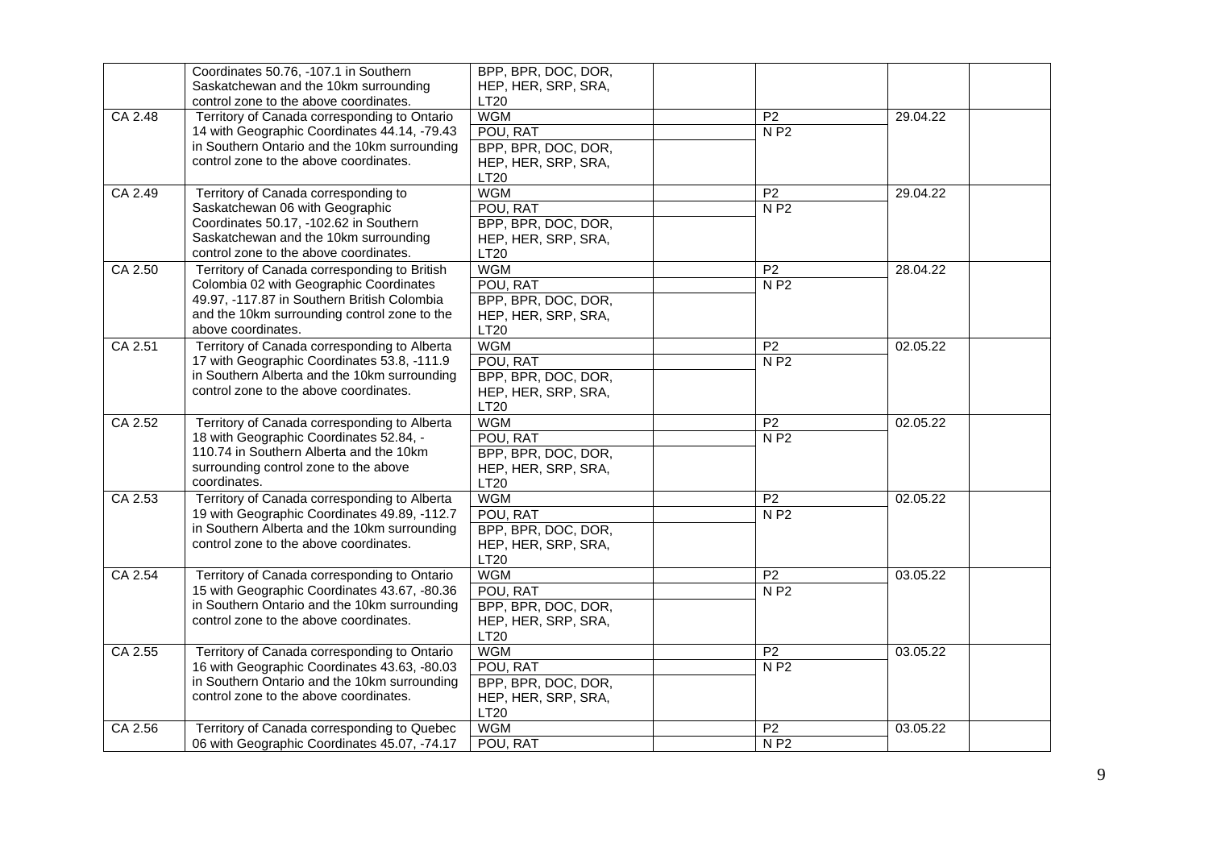| | | | | | | |
|---|---|---|---|---|---|---|
| | Coordinates 50.76, -107.1 in Southern Saskatchewan and the 10km surrounding control zone to the above coordinates. | BPP, BPR, DOC, DOR, HEP, HER, SRP, SRA, LT20 | | | | |
| CA 2.48 | Territory of Canada corresponding to Ontario 14 with Geographic Coordinates 44.14, -79.43 in Southern Ontario and the 10km surrounding control zone to the above coordinates. | WGM | | P2 | 29.04.22 | |
| | | POU, RAT | | N P2 | | |
| | | BPP, BPR, DOC, DOR, HEP, HER, SRP, SRA, LT20 | | | | |
| CA 2.49 | Territory of Canada corresponding to Saskatchewan 06 with Geographic Coordinates 50.17, -102.62 in Southern Saskatchewan and the 10km surrounding control zone to the above coordinates. | WGM | | P2 | 29.04.22 | |
| | | POU, RAT | | N P2 | | |
| | | BPP, BPR, DOC, DOR, HEP, HER, SRP, SRA, LT20 | | | | |
| CA 2.50 | Territory of Canada corresponding to British Colombia 02 with Geographic Coordinates 49.97, -117.87 in Southern British Colombia and the 10km surrounding control zone to the above coordinates. | WGM | | P2 | 28.04.22 | |
| | | POU, RAT | | N P2 | | |
| | | BPP, BPR, DOC, DOR, HEP, HER, SRP, SRA, LT20 | | | | |
| CA 2.51 | Territory of Canada corresponding to Alberta 17 with Geographic Coordinates 53.8, -111.9 in Southern Alberta and the 10km surrounding control zone to the above coordinates. | WGM | | P2 | 02.05.22 | |
| | | POU, RAT | | N P2 | | |
| | | BPP, BPR, DOC, DOR, HEP, HER, SRP, SRA, LT20 | | | | |
| CA 2.52 | Territory of Canada corresponding to Alberta 18 with Geographic Coordinates 52.84, -110.74 in Southern Alberta and the 10km surrounding control zone to the above coordinates. | WGM | | P2 | 02.05.22 | |
| | | POU, RAT | | N P2 | | |
| | | BPP, BPR, DOC, DOR, HEP, HER, SRP, SRA, LT20 | | | | |
| CA 2.53 | Territory of Canada corresponding to Alberta 19 with Geographic Coordinates 49.89, -112.7 in Southern Alberta and the 10km surrounding control zone to the above coordinates. | WGM | | P2 | 02.05.22 | |
| | | POU, RAT | | N P2 | | |
| | | BPP, BPR, DOC, DOR, HEP, HER, SRP, SRA, LT20 | | | | |
| CA 2.54 | Territory of Canada corresponding to Ontario 15 with Geographic Coordinates 43.67, -80.36 in Southern Ontario and the 10km surrounding control zone to the above coordinates. | WGM | | P2 | 03.05.22 | |
| | | POU, RAT | | N P2 | | |
| | | BPP, BPR, DOC, DOR, HEP, HER, SRP, SRA, LT20 | | | | |
| CA 2.55 | Territory of Canada corresponding to Ontario 16 with Geographic Coordinates 43.63, -80.03 in Southern Ontario and the 10km surrounding control zone to the above coordinates. | WGM | | P2 | 03.05.22 | |
| | | POU, RAT | | N P2 | | |
| | | BPP, BPR, DOC, DOR, HEP, HER, SRP, SRA, LT20 | | | | |
| CA 2.56 | Territory of Canada corresponding to Quebec 06 with Geographic Coordinates 45.07, -74.17 | WGM | | P2 | 03.05.22 | |
| | | POU, RAT | | N P2 | | |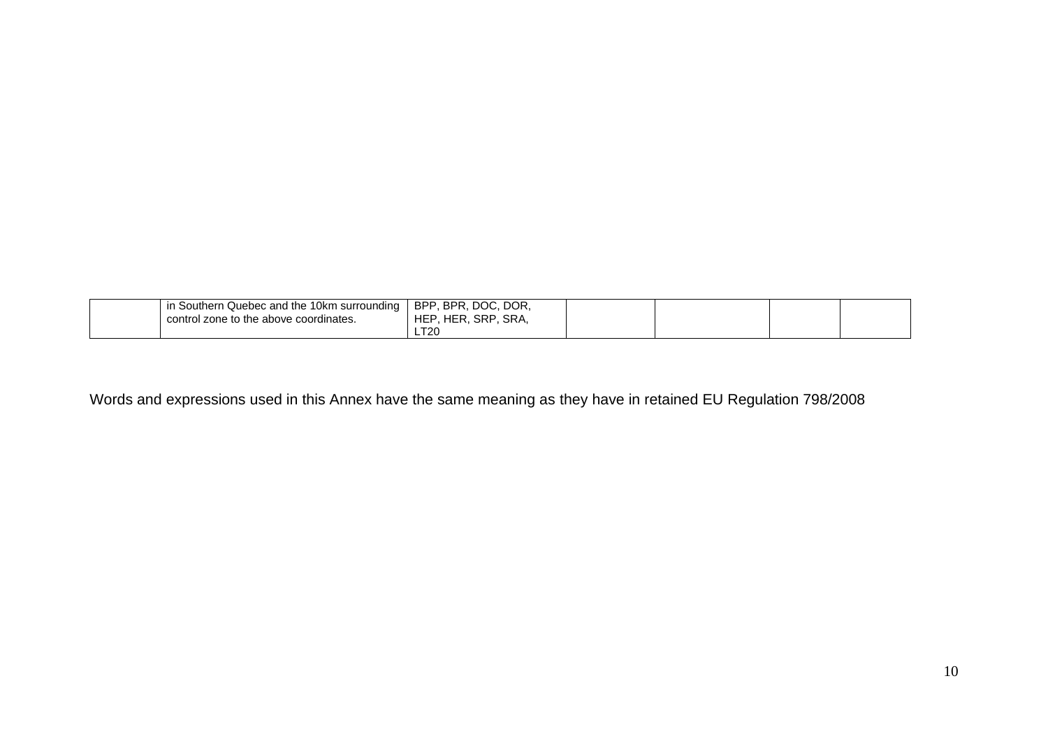| | | | | | | |
|---|---|---|---|---|---|---|
| | in Southern Quebec and the 10km surrounding control zone to the above coordinates. | BPP, BPR, DOC, DOR, HEP, HER, SRP, SRA, LT20 | | | | |

Words and expressions used in this Annex have the same meaning as they have in retained EU Regulation 798/2008